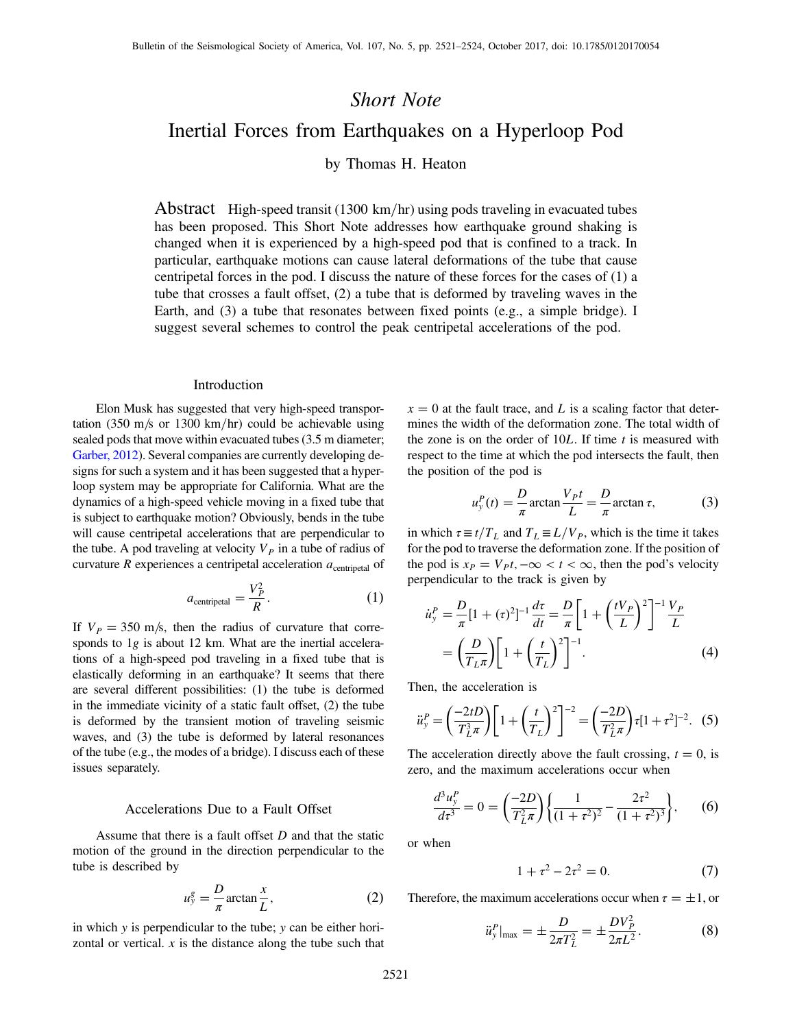## *Short Note*

# Inertial Forces from Earthquakes on a Hyperloop Pod

by Thomas H. Heaton

**Abstract** High-speed transit (1300 km/hr) using pods traveling in evacuated tubes has been proposed. This Short Note addresses how earthquake ground shaking is changed when it is experienced by a high-speed pod that is confined to a track. In particular, earthquake motions can cause lateral deformations of the tube that cause centripetal forces in the pod. I discuss the nature of these forces for the cases of (1) a tube that crosses a fault offset, (2) a tube that is deformed by traveling waves in the Earth, and (3) a tube that resonates between fixed points (e.g., a simple bridge). I suggest several schemes to control the peak centripetal accelerations of the pod.

## Introduction

Elon Musk has suggested that very high-speed transportation (350 m/s or 1300 km/hr) could be achievable using sealed pods that move within evacuated tubes (3.5 m diameter; Garber, 2012). Several companies are currently developing designs for such a system and it has been suggested that a hyperloop system may be appropriate for California. What are the dynamics of a high-speed vehicle moving in a fixed tube that is subject to earthquake motion? Obviously, bends in the tube will cause centripetal accelerations that are perpendicular to the tube. A pod traveling at velocity $V_P$ in a tube of radius of curvature $R$ experiences a centripetal acceleration $a_{\text{centripetal}}$ of

$$a_{\text{centripetal}} = \frac{V_P^2}{R}. \tag{1}$$

If $V_P = 350$ m/s, then the radius of curvature that corresponds to $1g$ is about 12 km. What are the inertial accelerations of a high-speed pod traveling in a fixed tube that is elastically deforming in an earthquake? It seems that there are several different possibilities: (1) the tube is deformed in the immediate vicinity of a static fault offset, (2) the tube is deformed by the transient motion of traveling seismic waves, and (3) the tube is deformed by lateral resonances of the tube (e.g., the modes of a bridge). I discuss each of these issues separately.

## Accelerations Due to a Fault Offset

Assume that there is a fault offset $D$ and that the static motion of the ground in the direction perpendicular to the tube is described by

$$u_y^g = \frac{D}{\pi} \arctan \frac{x}{L}, \tag{2}$$

in which $y$ is perpendicular to the tube; $y$ can be either horizontal or vertical. $x$ is the distance along the tube such that $x = 0$ at the fault trace, and $L$ is a scaling factor that determines the width of the deformation zone. The total width of the zone is on the order of $10L$. If time $t$ is measured with respect to the time at which the pod intersects the fault, then the position of the pod is

$$u_y^P(t) = \frac{D}{\pi} \arctan \frac{V_P t}{L} = \frac{D}{\pi} \arctan \tau, \tag{3}$$

in which $\tau \equiv t/T_L$ and $T_L \equiv L/V_P$, which is the time it takes for the pod to traverse the deformation zone. If the position of the pod is $x_P = V_P t, -\infty < t < \infty$, then the pod's velocity perpendicular to the track is given by

$$\dot{u}_y^P = \frac{D}{\pi}[1 + (\tau)^2]^{-1} \frac{d\tau}{dt} = \frac{D}{\pi}\left[1 + \left(\frac{tV_P}{L}\right)^2\right]^{-1} \frac{V_P}{L} = \left(\frac{D}{T_L \pi}\right)\left[1 + \left(\frac{t}{T_L}\right)^2\right]^{-1}. \tag{4}$$

Then, the acceleration is

$$\ddot{u}_y^P = \left(\frac{-2tD}{T_L^3 \pi}\right)\left[1 + \left(\frac{t}{T_L}\right)^2\right]^{-2} = \left(\frac{-2D}{T_L^2 \pi}\right)\tau[1 + \tau^2]^{-2}. \tag{5}$$

The acceleration directly above the fault crossing, $t = 0$, is zero, and the maximum accelerations occur when

$$\frac{d^3 u_y^P}{d\tau^3} = 0 = \left(\frac{-2D}{T_L^2 \pi}\right)\left\{\frac{1}{(1+\tau^2)^2} - \frac{2\tau^2}{(1+\tau^2)^3}\right\}, \tag{6}$$

or when

$$1 + \tau^2 - 2\tau^2 = 0. \tag{7}$$

Therefore, the maximum accelerations occur when $\tau = \pm 1$, or

$$\ddot{u}_y^P\big|_{\max} = \pm \frac{D}{2\pi T_L^2} = \pm \frac{DV_P^2}{2\pi L^2}. \tag{8}$$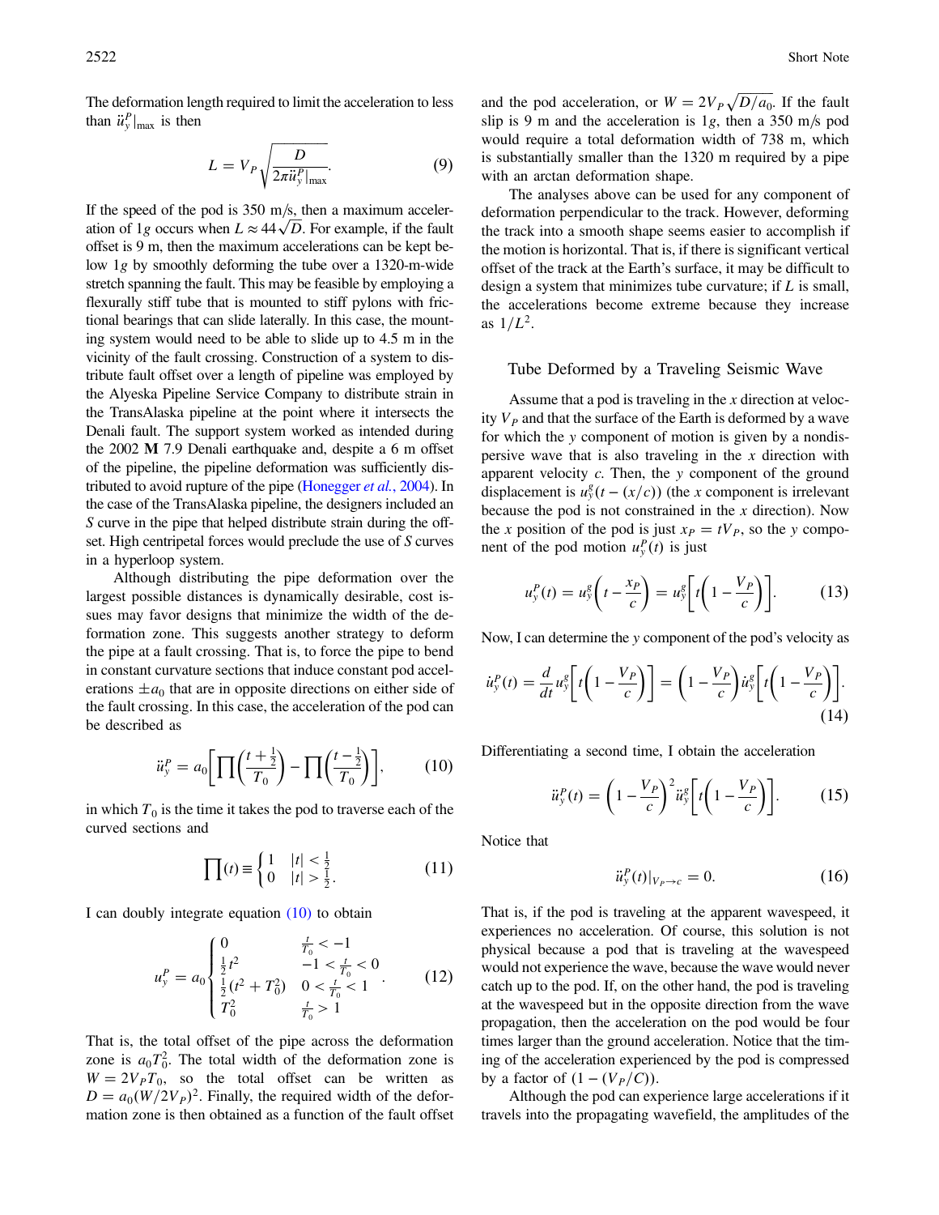The deformation length required to limit the acceleration to less than $\ddot{u}_y^P|_{\max}$ is then

$$L = V_P \sqrt{\frac{D}{2\pi \ddot{u}_y^P|_{\max}}}. \tag{9}$$

If the speed of the pod is 350 m/s, then a maximum acceleration of $1g$ occurs when $L \approx 44\sqrt{D}$. For example, if the fault offset is 9 m, then the maximum accelerations can be kept below $1g$ by smoothly deforming the tube over a 1320-m-wide stretch spanning the fault. This may be feasible by employing a flexurally stiff tube that is mounted to stiff pylons with frictional bearings that can slide laterally. In this case, the mounting system would need to be able to slide up to 4.5 m in the vicinity of the fault crossing. Construction of a system to distribute fault offset over a length of pipeline was employed by the Alyeska Pipeline Service Company to distribute strain in the TransAlaska pipeline at the point where it intersects the Denali fault. The support system worked as intended during the 2002 **M** 7.9 Denali earthquake and, despite a 6 m offset of the pipeline, the pipeline deformation was sufficiently distributed to avoid rupture of the pipe (Honegger *et al.*, 2004). In the case of the TransAlaska pipeline, the designers included an *S* curve in the pipe that helped distribute strain during the offset. High centripetal forces would preclude the use of *S* curves in a hyperloop system.

Although distributing the pipe deformation over the largest possible distances is dynamically desirable, cost issues may favor designs that minimize the width of the deformation zone. This suggests another strategy to deform the pipe at a fault crossing. That is, to force the pipe to bend in constant curvature sections that induce constant pod accelerations $\pm a_0$ that are in opposite directions on either side of the fault crossing. In this case, the acceleration of the pod can be described as

$$\ddot{u}_y^P = a_0\left[\prod\left(\frac{t+\frac{1}{2}}{T_0}\right) - \prod\left(\frac{t-\frac{1}{2}}{T_0}\right)\right], \tag{10}$$

in which $T_0$ is the time it takes the pod to traverse each of the curved sections and

$$\prod(t) \equiv \begin{cases} 1 & |t| < \frac{1}{2} \\ 0 & |t| > \frac{1}{2} \end{cases}. \tag{11}$$

I can doubly integrate equation (10) to obtain

$$u_y^P = a_0 \begin{cases} 0 & \frac{t}{T_0} < -1 \\ \frac{1}{2}t^2 & -1 < \frac{t}{T_0} < 0 \\ \frac{1}{2}(t^2 + T_0^2) & 0 < \frac{t}{T_0} < 1 \\ T_0^2 & \frac{t}{T_0} > 1 \end{cases}. \tag{12}$$

That is, the total offset of the pipe across the deformation zone is $a_0 T_0^2$. The total width of the deformation zone is $W = 2V_P T_0$, so the total offset can be written as $D = a_0(W/2V_P)^2$. Finally, the required width of the deformation zone is then obtained as a function of the fault offset and the pod acceleration, or $W = 2V_P\sqrt{D/a_0}$. If the fault slip is 9 m and the acceleration is $1g$, then a 350 m/s pod would require a total deformation width of 738 m, which is substantially smaller than the 1320 m required by a pipe with an arctan deformation shape.

The analyses above can be used for any component of deformation perpendicular to the track. However, deforming the track into a smooth shape seems easier to accomplish if the motion is horizontal. That is, if there is significant vertical offset of the track at the Earth's surface, it may be difficult to design a system that minimizes tube curvature; if $L$ is small, the accelerations become extreme because they increase as $1/L^2$.

## Tube Deformed by a Traveling Seismic Wave

Assume that a pod is traveling in the $x$ direction at velocity $V_P$ and that the surface of the Earth is deformed by a wave for which the $y$ component of motion is given by a nondispersive wave that is also traveling in the $x$ direction with apparent velocity $c$. Then, the $y$ component of the ground displacement is $u_y^g(t - (x/c))$ (the $x$ component is irrelevant because the pod is not constrained in the $x$ direction). Now the $x$ position of the pod is just $x_P = tV_P$, so the $y$ component of the pod motion $u_y^P(t)$ is just

$$u_y^P(t) = u_y^g\left(t - \frac{x_P}{c}\right) = u_y^g\left[t\left(1 - \frac{V_P}{c}\right)\right]. \tag{13}$$

Now, I can determine the $y$ component of the pod's velocity as

$$\dot{u}_y^P(t) = \frac{d}{dt}u_y^g\left[t\left(1 - \frac{V_P}{c}\right)\right] = \left(1 - \frac{V_P}{c}\right)\dot{u}_y^g\left[t\left(1 - \frac{V_P}{c}\right)\right]. \tag{14}$$

Differentiating a second time, I obtain the acceleration

$$\ddot{u}_y^P(t) = \left(1 - \frac{V_P}{c}\right)^2 \ddot{u}_y^g\left[t\left(1 - \frac{V_P}{c}\right)\right]. \tag{15}$$

Notice that

$$\ddot{u}_y^P(t)|_{V_P \to c} = 0. \tag{16}$$

That is, if the pod is traveling at the apparent wavespeed, it experiences no acceleration. Of course, this solution is not physical because a pod that is traveling at the wavespeed would not experience the wave, because the wave would never catch up to the pod. If, on the other hand, the pod is traveling at the wavespeed but in the opposite direction from the wave propagation, then the acceleration on the pod would be four times larger than the ground acceleration. Notice that the timing of the acceleration experienced by the pod is compressed by a factor of $(1 - (V_P/C))$.

Although the pod can experience large accelerations if it travels into the propagating wavefield, the amplitudes of the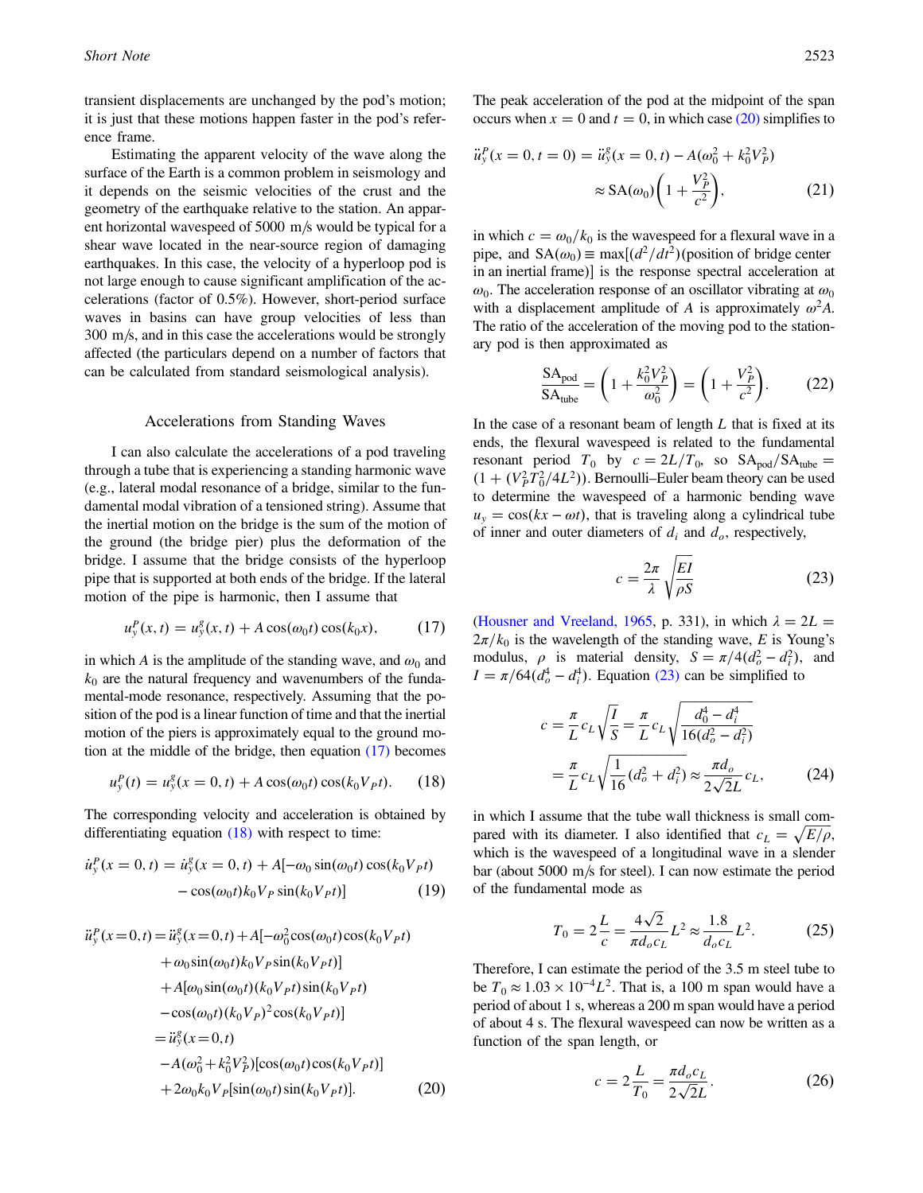transient displacements are unchanged by the pod's motion; it is just that these motions happen faster in the pod's reference frame.

Estimating the apparent velocity of the wave along the surface of the Earth is a common problem in seismology and it depends on the seismic velocities of the crust and the geometry of the earthquake relative to the station. An apparent horizontal wavespeed of 5000 m/s would be typical for a shear wave located in the near-source region of damaging earthquakes. In this case, the velocity of a hyperloop pod is not large enough to cause significant amplification of the accelerations (factor of 0.5%). However, short-period surface waves in basins can have group velocities of less than 300 m/s, and in this case the accelerations would be strongly affected (the particulars depend on a number of factors that can be calculated from standard seismological analysis).

## Accelerations from Standing Waves

I can also calculate the accelerations of a pod traveling through a tube that is experiencing a standing harmonic wave (e.g., lateral modal resonance of a bridge, similar to the fundamental modal vibration of a tensioned string). Assume that the inertial motion on the bridge is the sum of the motion of the ground (the bridge pier) plus the deformation of the bridge. I assume that the bridge consists of the hyperloop pipe that is supported at both ends of the bridge. If the lateral motion of the pipe is harmonic, then I assume that

$$u_y^P(x,t) = u_y^g(x,t) + A\cos(\omega_0 t)\cos(k_0 x), \tag{17}$$

in which $A$ is the amplitude of the standing wave, and $\omega_0$ and $k_0$ are the natural frequency and wavenumbers of the fundamental-mode resonance, respectively. Assuming that the position of the pod is a linear function of time and that the inertial motion of the piers is approximately equal to the ground motion at the middle of the bridge, then equation (17) becomes

$$u_y^P(t) = u_y^g(x=0,t) + A\cos(\omega_0 t)\cos(k_0 V_P t). \tag{18}$$

The corresponding velocity and acceleration is obtained by differentiating equation (18) with respect to time:

$$\begin{aligned}\dot{u}_y^P(x=0,t) = \dot{u}_y^g(x=0,t) + A[&-\omega_0\sin(\omega_0 t)\cos(k_0 V_P t) \\ &-\cos(\omega_0 t)k_0 V_P\sin(k_0 V_P t)]\end{aligned} \tag{19}$$

$$\begin{aligned}\ddot{u}_y^P(x=0,t) &= \ddot{u}_y^g(x=0,t) + A[-\omega_0^2\cos(\omega_0 t)\cos(k_0 V_P t) \\ &\quad + \omega_0\sin(\omega_0 t)k_0 V_P\sin(k_0 V_P t)] \\ &\quad + A[\omega_0\sin(\omega_0 t)(k_0 V_P)\sin(k_0 V_P t) \\ &\quad - \cos(\omega_0 t)(k_0 V_P)^2\cos(k_0 V_P t)] \\ &= \ddot{u}_y^g(x=0,t) \\ &\quad - A(\omega_0^2 + k_0^2 V_P^2)[\cos(\omega_0 t)\cos(k_0 V_P t)] \\ &\quad + 2\omega_0 k_0 V_P[\sin(\omega_0 t)\sin(k_0 V_P t)].\end{aligned} \tag{20}$$

The peak acceleration of the pod at the midpoint of the span occurs when $x = 0$ and $t = 0$, in which case (20) simplifies to

$$\begin{aligned}\ddot{u}_y^P(x=0,t=0) &= \ddot{u}_y^g(x=0,t) - A(\omega_0^2 + k_0^2 V_P^2) \\ &\approx \mathrm{SA}(\omega_0)\left(1 + \frac{V_P^2}{c^2}\right),\end{aligned} \tag{21}$$

in which $c = \omega_0/k_0$ is the wavespeed for a flexural wave in a pipe, and $\mathrm{SA}(\omega_0) \equiv \max[(d^2/dt^2)$(position of bridge center in an inertial frame)] is the response spectral acceleration at $\omega_0$. The acceleration response of an oscillator vibrating at $\omega_0$ with a displacement amplitude of $A$ is approximately $\omega^2 A$. The ratio of the acceleration of the moving pod to the stationary pod is then approximated as

$$\frac{\mathrm{SA}_{\mathrm{pod}}}{\mathrm{SA}_{\mathrm{tube}}} = \left(1 + \frac{k_0^2 V_P^2}{\omega_0^2}\right) = \left(1 + \frac{V_P^2}{c^2}\right). \tag{22}$$

In the case of a resonant beam of length $L$ that is fixed at its ends, the flexural wavespeed is related to the fundamental resonant period $T_0$ by $c = 2L/T_0$, so $\mathrm{SA}_{\mathrm{pod}}/\mathrm{SA}_{\mathrm{tube}} = (1 + (V_P^2 T_0^2/4L^2))$. Bernoulli–Euler beam theory can be used to determine the wavespeed of a harmonic bending wave $u_y = \cos(kx - \omega t)$, that is traveling along a cylindrical tube of inner and outer diameters of $d_i$ and $d_o$, respectively,

$$c = \frac{2\pi}{\lambda}\sqrt{\frac{EI}{\rho S}} \tag{23}$$

(Housner and Vreeland, 1965, p. 331), in which $\lambda = 2L = 2\pi/k_0$ is the wavelength of the standing wave, $E$ is Young's modulus, $\rho$ is material density, $S = \pi/4(d_o^2 - d_i^2)$, and $I = \pi/64(d_o^4 - d_i^4)$. Equation (23) can be simplified to

$$\begin{aligned}c &= \frac{\pi}{L}c_L\sqrt{\frac{I}{S}} = \frac{\pi}{L}c_L\sqrt{\frac{d_0^4 - d_i^4}{16(d_o^2 - d_i^2)}} \\ &= \frac{\pi}{L}c_L\sqrt{\frac{1}{16}(d_o^2 + d_i^2)} \approx \frac{\pi d_o}{2\sqrt{2}L}c_L,\end{aligned} \tag{24}$$

in which I assume that the tube wall thickness is small compared with its diameter. I also identified that $c_L = \sqrt{E/\rho}$, which is the wavespeed of a longitudinal wave in a slender bar (about 5000 m/s for steel). I can now estimate the period of the fundamental mode as

$$T_0 = 2\frac{L}{c} = \frac{4\sqrt{2}}{\pi d_o c_L}L^2 \approx \frac{1.8}{d_o c_L}L^2. \tag{25}$$

Therefore, I can estimate the period of the 3.5 m steel tube to be $T_0 \approx 1.03 \times 10^{-4} L^2$. That is, a 100 m span would have a period of about 1 s, whereas a 200 m span would have a period of about 4 s. The flexural wavespeed can now be written as a function of the span length, or

$$c = 2\frac{L}{T_0} = \frac{\pi d_o c_L}{2\sqrt{2}L}. \tag{26}$$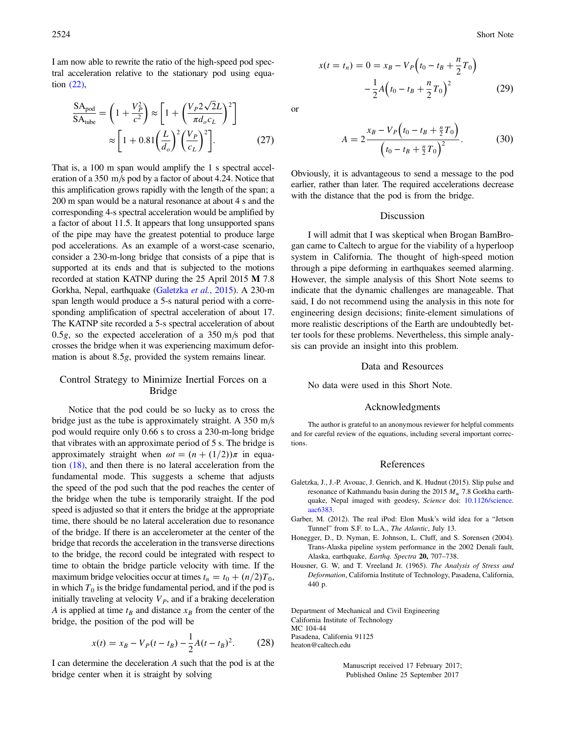I am now able to rewrite the ratio of the high-speed pod spectral acceleration relative to the stationary pod using equation (22),

$$\frac{\mathrm{SA}_{\mathrm{pod}}}{\mathrm{SA}_{\mathrm{tube}}} = \left(1 + \frac{V_P^2}{c^2}\right) \approx \left[1 + \left(\frac{V_P 2\sqrt{2}L}{\pi d_o c_L}\right)^2\right] \approx \left[1 + 0.81\left(\frac{L}{d_o}\right)^2\left(\frac{V_P}{c_L}\right)^2\right]. \tag{27}$$

That is, a 100 m span would amplify the 1 s spectral acceleration of a 350 m/s pod by a factor of about 4.24. Notice that this amplification grows rapidly with the length of the span; a 200 m span would be a natural resonance at about 4 s and the corresponding 4-s spectral acceleration would be amplified by a factor of about 11.5. It appears that long unsupported spans of the pipe may have the greatest potential to produce large pod accelerations. As an example of a worst-case scenario, consider a 230-m-long bridge that consists of a pipe that is supported at its ends and that is subjected to the motions recorded at station KATNP during the 25 April 2015 **M** 7.8 Gorkha, Nepal, earthquake (Galetzka *et al.*, 2015). A 230-m span length would produce a 5-s natural period with a corresponding amplification of spectral acceleration of about 17. The KATNP site recorded a 5-s spectral acceleration of about $0.5g$, so the expected acceleration of a 350 m/s pod that crosses the bridge when it was experiencing maximum deformation is about $8.5g$, provided the system remains linear.

## Control Strategy to Minimize Inertial Forces on a Bridge

Notice that the pod could be so lucky as to cross the bridge just as the tube is approximately straight. A 350 m/s pod would require only 0.66 s to cross a 230-m-long bridge that vibrates with an approximate period of 5 s. The bridge is approximately straight when $\omega t = (n + (1/2))\pi$ in equation (18), and then there is no lateral acceleration from the fundamental mode. This suggests a scheme that adjusts the speed of the pod such that the pod reaches the center of the bridge when the tube is temporarily straight. If the pod speed is adjusted so that it enters the bridge at the appropriate time, there should be no lateral acceleration due to resonance of the bridge. If there is an accelerometer at the center of the bridge that records the acceleration in the transverse directions to the bridge, the record could be integrated with respect to time to obtain the bridge particle velocity with time. If the maximum bridge velocities occur at times $t_n = t_0 + (n/2)T_0$, in which $T_0$ is the bridge fundamental period, and if the pod is initially traveling at velocity $V_P$, and if a braking deceleration $A$ is applied at time $t_B$ and distance $x_B$ from the center of the bridge, the position of the pod will be

$$x(t) = x_B - V_P(t - t_B) - \frac{1}{2}A(t - t_B)^2. \tag{28}$$

I can determine the deceleration $A$ such that the pod is at the bridge center when it is straight by solving

$$x(t = t_n) = 0 = x_B - V_P\left(t_0 - t_B + \frac{n}{2}T_0\right) - \frac{1}{2}A\left(t_0 - t_B + \frac{n}{2}T_0\right)^2 \tag{29}$$

or

$$A = 2\frac{x_B - V_P\left(t_0 - t_B + \frac{n}{2}T_0\right)}{\left(t_0 - t_B + \frac{n}{2}T_0\right)^2}. \tag{30}$$

Obviously, it is advantageous to send a message to the pod earlier, rather than later. The required accelerations decrease with the distance that the pod is from the bridge.

## Discussion

I will admit that I was skeptical when Brogan BamBrogan came to Caltech to argue for the viability of a hyperloop system in California. The thought of high-speed motion through a pipe deforming in earthquakes seemed alarming. However, the simple analysis of this Short Note seems to indicate that the dynamic challenges are manageable. That said, I do not recommend using the analysis in this note for engineering design decisions; finite-element simulations of more realistic descriptions of the Earth are undoubtedly better tools for these problems. Nevertheless, this simple analysis can provide an insight into this problem.

## Data and Resources

No data were used in this Short Note.

## Acknowledgments

The author is grateful to an anonymous reviewer for helpful comments and for careful review of the equations, including several important corrections.

## References

Galetzka, J., J.-P. Avouac, J. Genrich, and K. Hudnut (2015). Slip pulse and resonance of Kathmandu basin during the 2015 $M_w$ 7.8 Gorkha earthquake, Nepal imaged with geodesy, *Science* doi: 10.1126/science.aac6383.

Garber, M. (2012). The real iPod: Elon Musk's wild idea for a "Jetson Tunnel" from S.F. to L.A., *The Atlantic*, July 13.

Honegger, D., D. Nyman, E. Johnson, L. Cluff, and S. Sorensen (2004). Trans-Alaska pipeline system performance in the 2002 Denali fault, Alaska, earthquake, *Earthq. Spectra* **20,** 707–738.

Housner, G. W, and T. Vreeland Jr. (1965). *The Analysis of Stress and Deformation*, California Institute of Technology, Pasadena, California, 440 p.

Department of Mechanical and Civil Engineering
California Institute of Technology
MC 104-44
Pasadena, California 91125
heaton@caltech.edu

Manuscript received 17 February 2017;
Published Online 25 September 2017